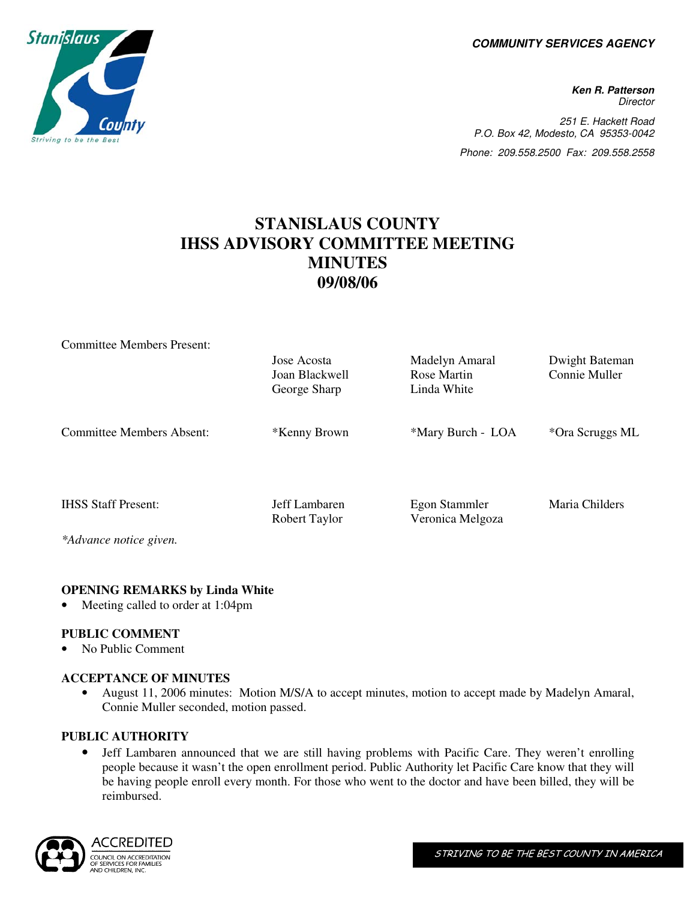**COMMUNITY SERVICES AGENCY**

**Ken R. Patterson**
*Director*

*251 E. Hackett Road*
*P.O. Box 42, Modesto, CA 95353-0042*
*Phone: 209.558.2500 Fax: 209.558.2558*

# STANISLAUS COUNTY IHSS ADVISORY COMMITTEE MEETING MINUTES 09/08/06

| | | | |
|---|---|---|---|
| Committee Members Present: | Jose Acosta<br>Joan Blackwell<br>George Sharp | Madelyn Amaral<br>Rose Martin<br>Linda White | Dwight Bateman<br>Connie Muller |
| Committee Members Absent: | *Kenny Brown | *Mary Burch - LOA | *Ora Scruggs ML |
| IHSS Staff Present: | Jeff Lambaren<br>Robert Taylor | Egon Stammler<br>Veronica Melgoza | Maria Childers |

*\*Advance notice given.*

**OPENING REMARKS by Linda White**

- Meeting called to order at 1:04pm

**PUBLIC COMMENT**

- No Public Comment

**ACCEPTANCE OF MINUTES**

- August 11, 2006 minutes: Motion M/S/A to accept minutes, motion to accept made by Madelyn Amaral, Connie Muller seconded, motion passed.

**PUBLIC AUTHORITY**

- Jeff Lambaren announced that we are still having problems with Pacific Care. They weren't enrolling people because it wasn't the open enrollment period. Public Authority let Pacific Care know that they will be having people enroll every month. For those who went to the doctor and have been billed, they will be reimbursed.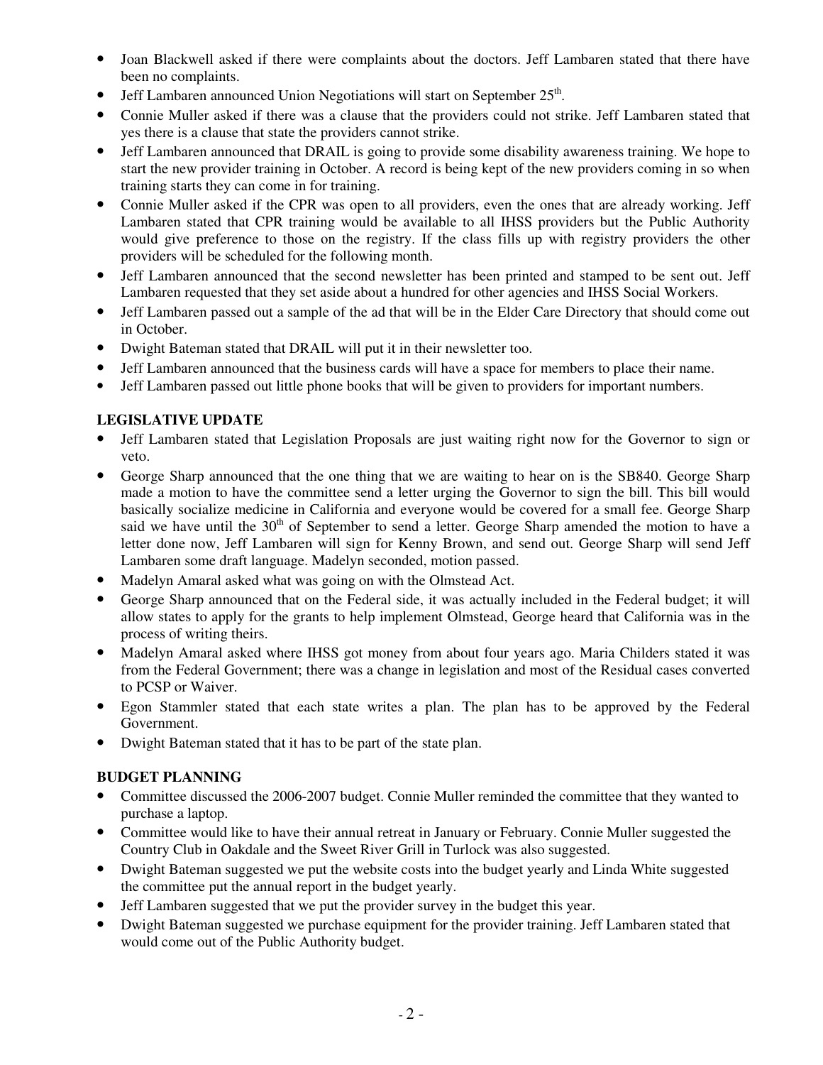- Joan Blackwell asked if there were complaints about the doctors. Jeff Lambaren stated that there have been no complaints.
- Jeff Lambaren announced Union Negotiations will start on September 25th.
- Connie Muller asked if there was a clause that the providers could not strike. Jeff Lambaren stated that yes there is a clause that state the providers cannot strike.
- Jeff Lambaren announced that DRAIL is going to provide some disability awareness training. We hope to start the new provider training in October. A record is being kept of the new providers coming in so when training starts they can come in for training.
- Connie Muller asked if the CPR was open to all providers, even the ones that are already working. Jeff Lambaren stated that CPR training would be available to all IHSS providers but the Public Authority would give preference to those on the registry. If the class fills up with registry providers the other providers will be scheduled for the following month.
- Jeff Lambaren announced that the second newsletter has been printed and stamped to be sent out. Jeff Lambaren requested that they set aside about a hundred for other agencies and IHSS Social Workers.
- Jeff Lambaren passed out a sample of the ad that will be in the Elder Care Directory that should come out in October.
- Dwight Bateman stated that DRAIL will put it in their newsletter too.
- Jeff Lambaren announced that the business cards will have a space for members to place their name.
- Jeff Lambaren passed out little phone books that will be given to providers for important numbers.

**LEGISLATIVE UPDATE**

- Jeff Lambaren stated that Legislation Proposals are just waiting right now for the Governor to sign or veto.
- George Sharp announced that the one thing that we are waiting to hear on is the SB840. George Sharp made a motion to have the committee send a letter urging the Governor to sign the bill. This bill would basically socialize medicine in California and everyone would be covered for a small fee. George Sharp said we have until the 30th of September to send a letter. George Sharp amended the motion to have a letter done now, Jeff Lambaren will sign for Kenny Brown, and send out. George Sharp will send Jeff Lambaren some draft language. Madelyn seconded, motion passed.
- Madelyn Amaral asked what was going on with the Olmstead Act.
- George Sharp announced that on the Federal side, it was actually included in the Federal budget; it will allow states to apply for the grants to help implement Olmstead, George heard that California was in the process of writing theirs.
- Madelyn Amaral asked where IHSS got money from about four years ago. Maria Childers stated it was from the Federal Government; there was a change in legislation and most of the Residual cases converted to PCSP or Waiver.
- Egon Stammler stated that each state writes a plan. The plan has to be approved by the Federal Government.
- Dwight Bateman stated that it has to be part of the state plan.

**BUDGET PLANNING**

- Committee discussed the 2006-2007 budget. Connie Muller reminded the committee that they wanted to purchase a laptop.
- Committee would like to have their annual retreat in January or February. Connie Muller suggested the Country Club in Oakdale and the Sweet River Grill in Turlock was also suggested.
- Dwight Bateman suggested we put the website costs into the budget yearly and Linda White suggested the committee put the annual report in the budget yearly.
- Jeff Lambaren suggested that we put the provider survey in the budget this year.
- Dwight Bateman suggested we purchase equipment for the provider training. Jeff Lambaren stated that would come out of the Public Authority budget.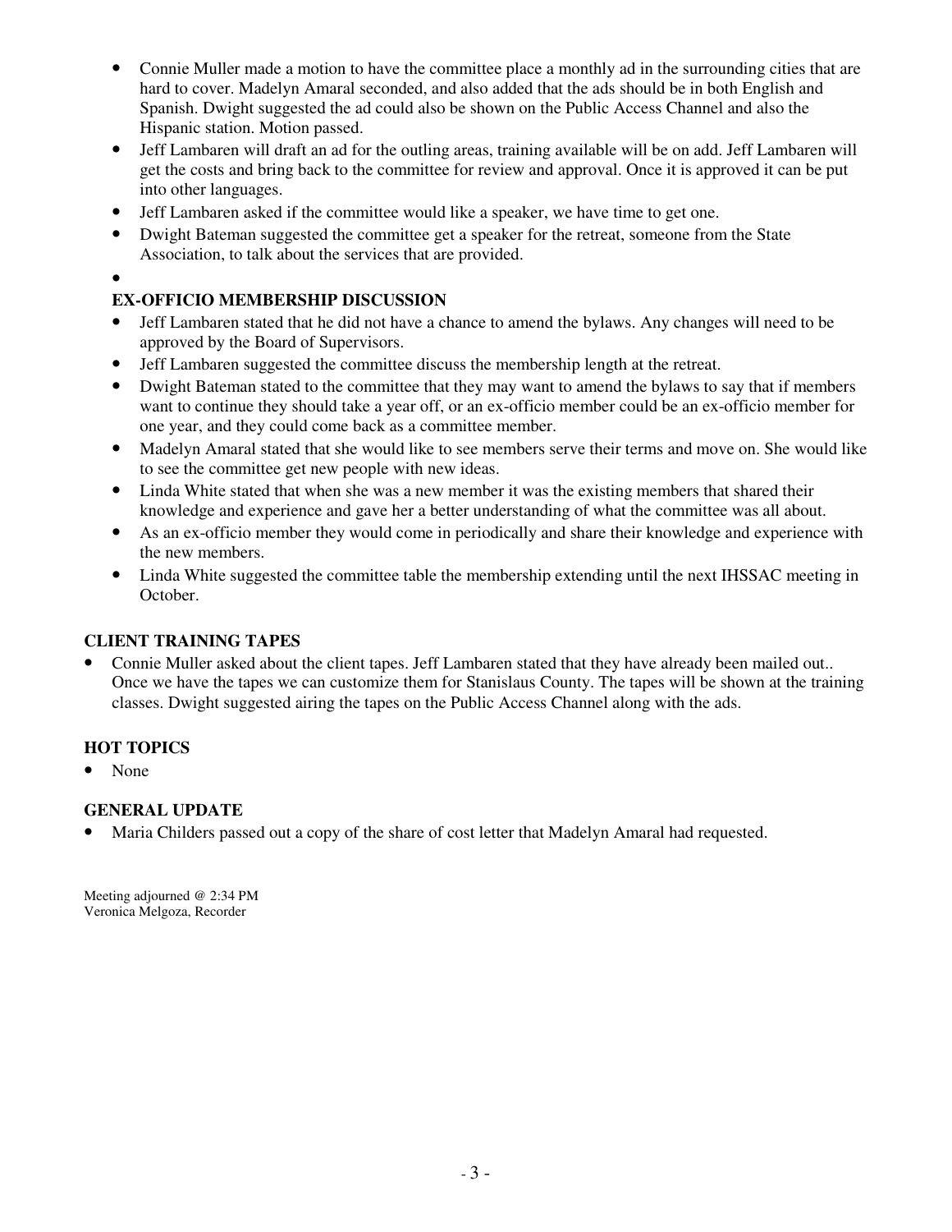- Connie Muller made a motion to have the committee place a monthly ad in the surrounding cities that are hard to cover. Madelyn Amaral seconded, and also added that the ads should be in both English and Spanish. Dwight suggested the ad could also be shown on the Public Access Channel and also the Hispanic station. Motion passed.
- Jeff Lambaren will draft an ad for the outling areas, training available will be on add. Jeff Lambaren will get the costs and bring back to the committee for review and approval. Once it is approved it can be put into other languages.
- Jeff Lambaren asked if the committee would like a speaker, we have time to get one.
- Dwight Bateman suggested the committee get a speaker for the retreat, someone from the State Association, to talk about the services that are provided.
- 

**EX-OFFICIO MEMBERSHIP DISCUSSION**

- Jeff Lambaren stated that he did not have a chance to amend the bylaws. Any changes will need to be approved by the Board of Supervisors.
- Jeff Lambaren suggested the committee discuss the membership length at the retreat.
- Dwight Bateman stated to the committee that they may want to amend the bylaws to say that if members want to continue they should take a year off, or an ex-officio member could be an ex-officio member for one year, and they could come back as a committee member.
- Madelyn Amaral stated that she would like to see members serve their terms and move on. She would like to see the committee get new people with new ideas.
- Linda White stated that when she was a new member it was the existing members that shared their knowledge and experience and gave her a better understanding of what the committee was all about.
- As an ex-officio member they would come in periodically and share their knowledge and experience with the new members.
- Linda White suggested the committee table the membership extending until the next IHSSAC meeting in October.

**CLIENT TRAINING TAPES**

- Connie Muller asked about the client tapes. Jeff Lambaren stated that they have already been mailed out.. Once we have the tapes we can customize them for Stanislaus County. The tapes will be shown at the training classes. Dwight suggested airing the tapes on the Public Access Channel along with the ads.

**HOT TOPICS**

- None

**GENERAL UPDATE**

- Maria Childers passed out a copy of the share of cost letter that Madelyn Amaral had requested.

Meeting adjourned @ 2:34 PM
Veronica Melgoza, Recorder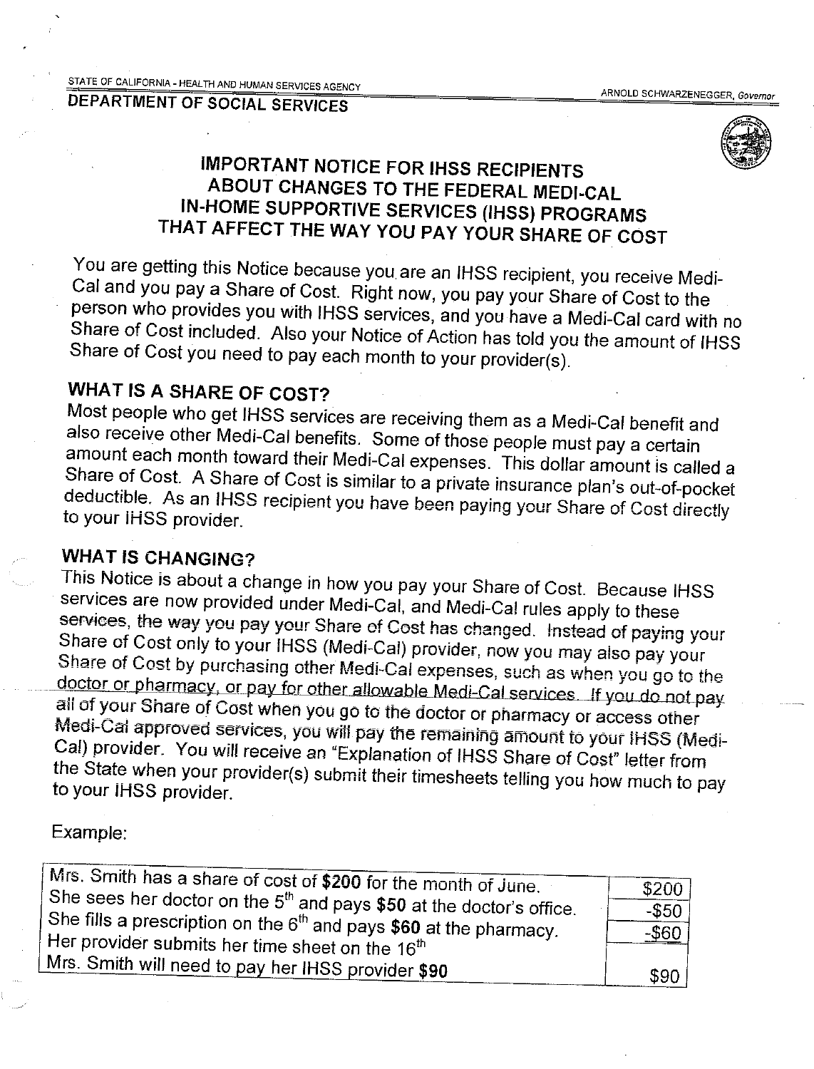STATE OF CALIFORNIA - HEALTH AND HUMAN SERVICES AGENCY

ARNOLD SCHWARZENEGGER, *Governor*

**DEPARTMENT OF SOCIAL SERVICES**

# IMPORTANT NOTICE FOR IHSS RECIPIENTS ABOUT CHANGES TO THE FEDERAL MEDI-CAL IN-HOME SUPPORTIVE SERVICES (IHSS) PROGRAMS THAT AFFECT THE WAY YOU PAY YOUR SHARE OF COST

You are getting this Notice because you are an IHSS recipient, you receive Medi-Cal and you pay a Share of Cost. Right now, you pay your Share of Cost to the person who provides you with IHSS services, and you have a Medi-Cal card with no Share of Cost included. Also your Notice of Action has told you the amount of IHSS Share of Cost you need to pay each month to your provider(s).

## WHAT IS A SHARE OF COST?

Most people who get IHSS services are receiving them as a Medi-Cal benefit and also receive other Medi-Cal benefits. Some of those people must pay a certain amount each month toward their Medi-Cal expenses. This dollar amount is called a Share of Cost. A Share of Cost is similar to a private insurance plan's out-of-pocket deductible. As an IHSS recipient you have been paying your Share of Cost directly to your IHSS provider.

## WHAT IS CHANGING?

This Notice is about a change in how you pay your Share of Cost. Because IHSS services are now provided under Medi-Cal, and Medi-Cal rules apply to these services, the way you pay your Share of Cost has changed. Instead of paying your Share of Cost only to your IHSS (Medi-Cal) provider, now you may also pay your Share of Cost by purchasing other Medi-Cal expenses, such as when you go to the doctor or pharmacy, or pay for other allowable Medi-Cal services. If you do not pay all of your Share of Cost when you go to the doctor or pharmacy or access other Medi-Cal approved services, you will pay the remaining amount to your IHSS (Medi-Cal) provider. You will receive an "Explanation of IHSS Share of Cost" letter from the State when your provider(s) submit their timesheets telling you how much to pay to your IHSS provider.

Example:

| | |
|---|---|
| Mrs. Smith has a share of cost of **$200** for the month of June. | $200 |
| She sees her doctor on the 5th and pays **$50** at the doctor's office. | -$50 |
| She fills a prescription on the 6th and pays **$60** at the pharmacy. | -$60 |
| Her provider submits her time sheet on the 16th | |
| Mrs. Smith will need to pay her IHSS provider **$90** | $90 |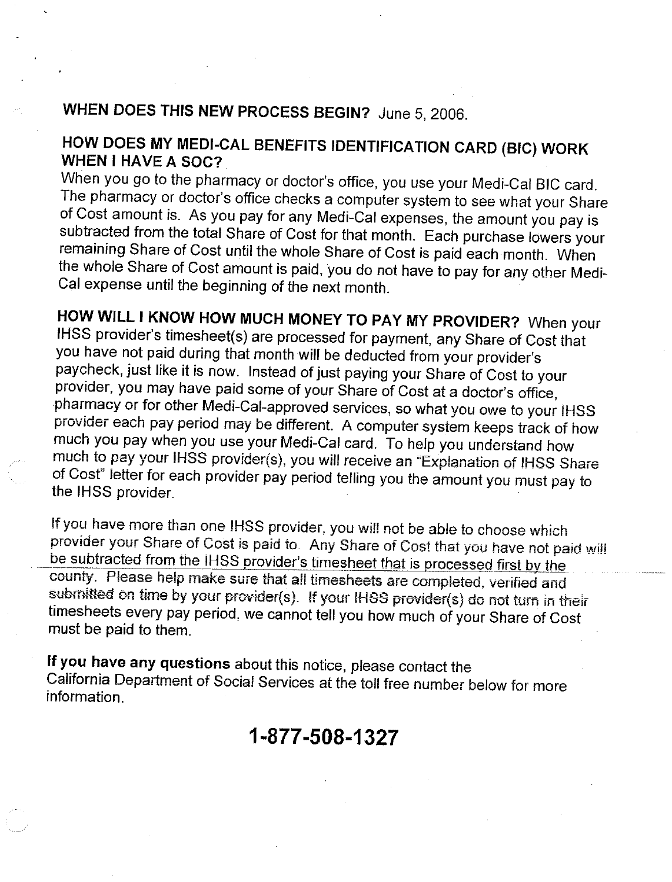**WHEN DOES THIS NEW PROCESS BEGIN?** June 5, 2006.

**HOW DOES MY MEDI-CAL BENEFITS IDENTIFICATION CARD (BIC) WORK WHEN I HAVE A SOC?**

When you go to the pharmacy or doctor's office, you use your Medi-Cal BIC card. The pharmacy or doctor's office checks a computer system to see what your Share of Cost amount is. As you pay for any Medi-Cal expenses, the amount you pay is subtracted from the total Share of Cost for that month. Each purchase lowers your remaining Share of Cost until the whole Share of Cost is paid each month. When the whole Share of Cost amount is paid, you do not have to pay for any other Medi-Cal expense until the beginning of the next month.

**HOW WILL I KNOW HOW MUCH MONEY TO PAY MY PROVIDER?** When your IHSS provider's timesheet(s) are processed for payment, any Share of Cost that you have not paid during that month will be deducted from your provider's paycheck, just like it is now. Instead of just paying your Share of Cost to your provider, you may have paid some of your Share of Cost at a doctor's office, pharmacy or for other Medi-Cal-approved services, so what you owe to your IHSS provider each pay period may be different. A computer system keeps track of how much you pay when you use your Medi-Cal card. To help you understand how much to pay your IHSS provider(s), you will receive an "Explanation of IHSS Share of Cost" letter for each provider pay period telling you the amount you must pay to the IHSS provider.

If you have more than one IHSS provider, you will not be able to choose which provider your Share of Cost is paid to. Any Share of Cost that you have not paid will be subtracted from the IHSS provider's timesheet that is processed first by the county. Please help make sure that all timesheets are completed, verified and submitted on time by your provider(s). If your IHSS provider(s) do not turn in their timesheets every pay period, we cannot tell you how much of your Share of Cost must be paid to them.

**If you have any questions** about this notice, please contact the California Department of Social Services at the toll free number below for more information.

**1-877-508-1327**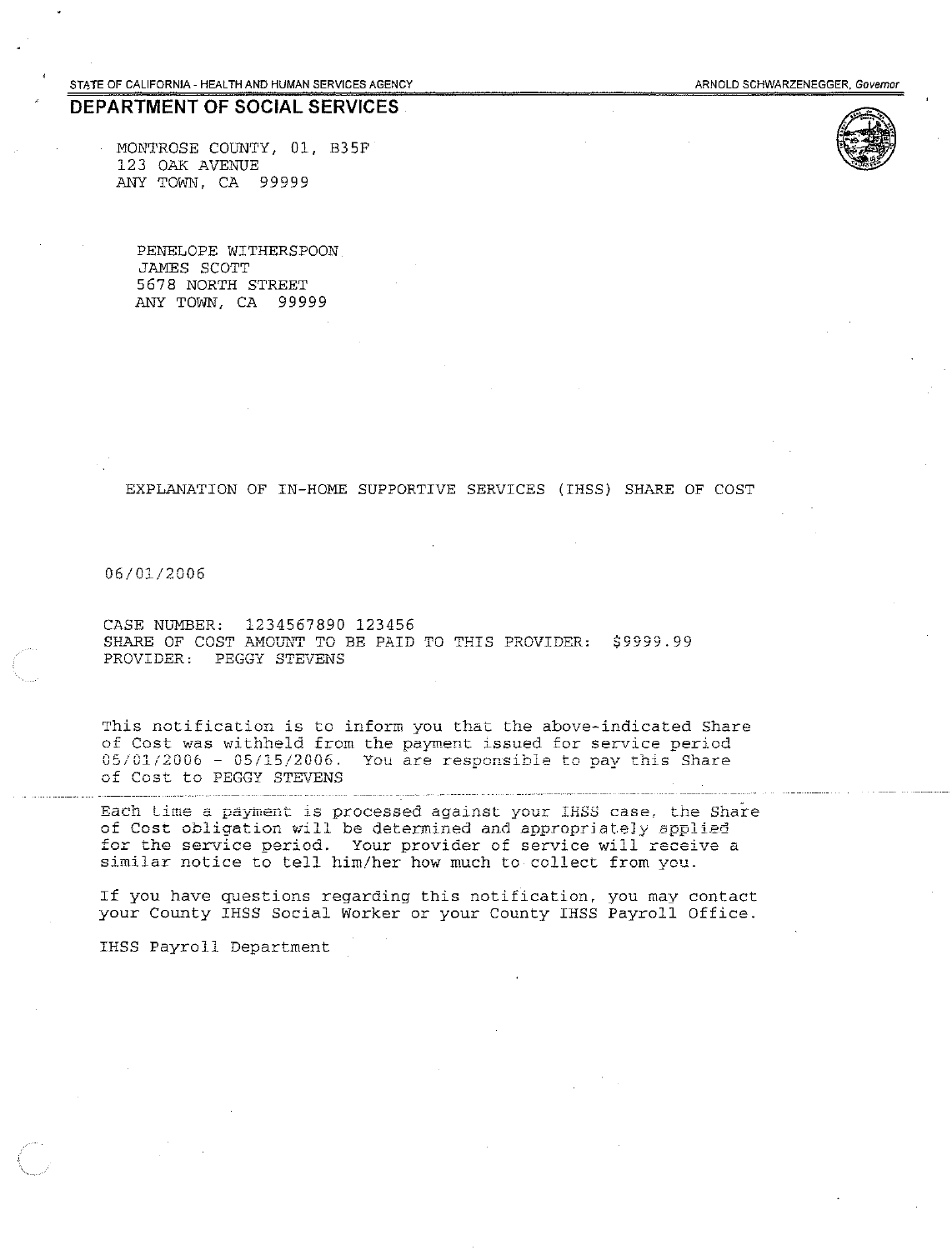STATE OF CALIFORNIA - HEALTH AND HUMAN SERVICES AGENCY ARNOLD SCHWARZENEGGER, *Governor*

## DEPARTMENT OF SOCIAL SERVICES

MONTROSE COUNTY, 01, B35F
123 OAK AVENUE
ANY TOWN, CA 99999

PENELOPE WITHERSPOON
JAMES SCOTT
5678 NORTH STREET
ANY TOWN, CA 99999

EXPLANATION OF IN-HOME SUPPORTIVE SERVICES (IHSS) SHARE OF COST

06/01/2006

CASE NUMBER: 1234567890 123456
SHARE OF COST AMOUNT TO BE PAID TO THIS PROVIDER: $9999.99
PROVIDER: PEGGY STEVENS

This notification is to inform you that the above-indicated Share of Cost was withheld from the payment issued for service period 05/01/2006 - 05/15/2006. You are responsible to pay this Share of Cost to PEGGY STEVENS

Each time a payment is processed against your IHSS case, the Share of Cost obligation will be determined and appropriately applied for the service period. Your provider of service will receive a similar notice to tell him/her how much to collect from you.

If you have questions regarding this notification, you may contact your County IHSS Social Worker or your County IHSS Payroll Office.

IHSS Payroll Department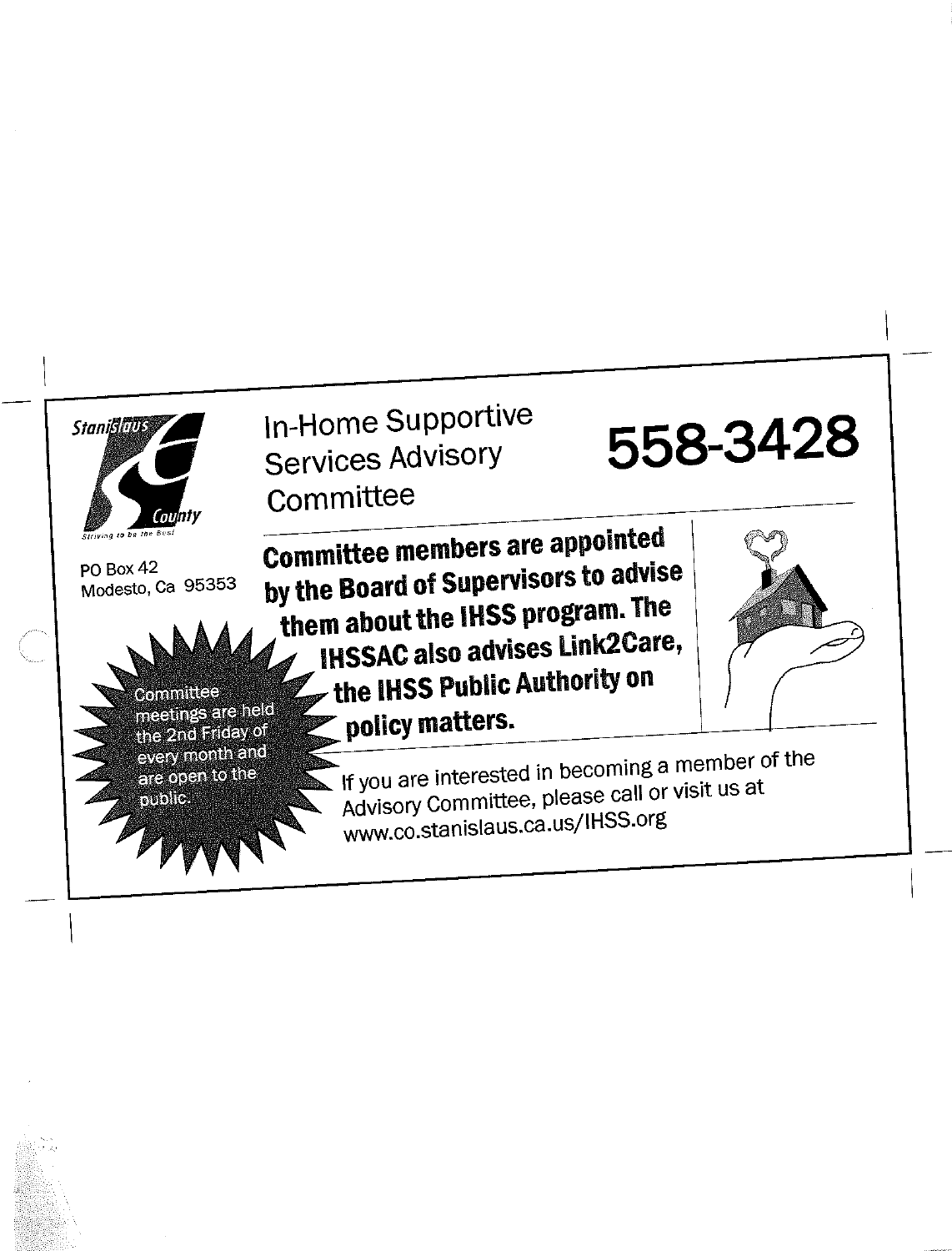Stanislaus County

*Striving to be the Best*

PO Box 42
Modesto, Ca 95353

# In-Home Supportive Services Advisory Committee

# 558-3428

**Committee members are appointed by the Board of Supervisors to advise them about the IHSS program. The IHSSAC also advises Link2Care, the IHSS Public Authority on policy matters.**

Committee meetings are held the 2nd Friday of every month and are open to the public.

If you are interested in becoming a member of the Advisory Committee, please call or visit us at www.co.stanislaus.ca.us/IHSS.org